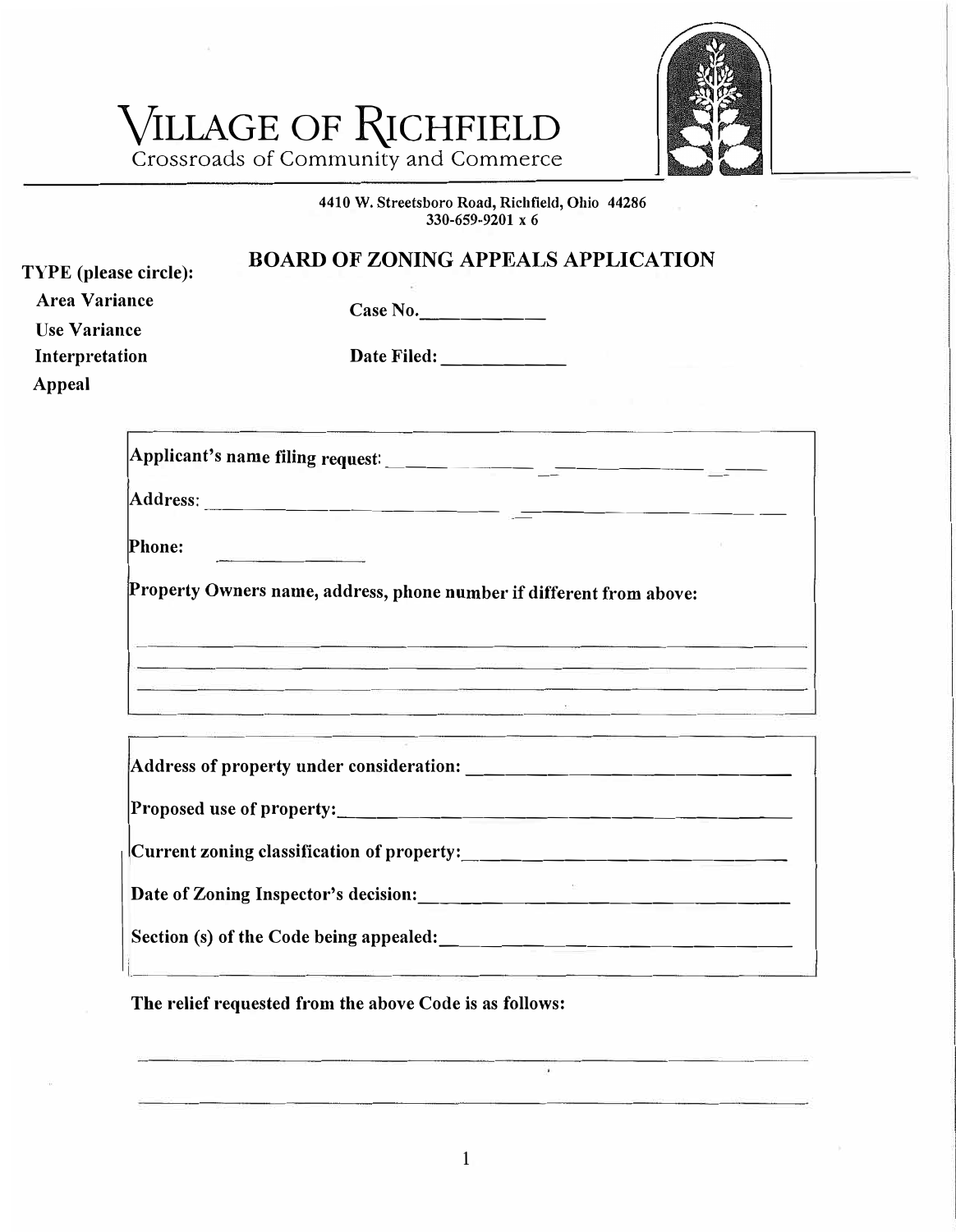# VILLAGE OF RICHFIELD

Crossroads of Community and Commerce

4410 W. Streetsboro Road, Richfield, Ohio 44286
330-659-9201 x 6

## BOARD OF ZONING APPEALS APPLICATION

**TYPE (please circle):**

- **Area Variance**
- **Use Variance**
- **Interpretation**
- **Appeal**

**Case No.**\_\_\_\_\_\_\_\_\_\_\_\_

**Date Filed:** \_\_\_\_\_\_\_\_\_\_\_\_

**Applicant's name filing request:** \_\_\_\_\_\_\_\_\_\_\_\_\_\_\_\_\_\_\_\_\_\_\_\_\_\_\_\_\_\_\_\_

**Address:** \_\_\_\_\_\_\_\_\_\_\_\_\_\_\_\_\_\_\_\_\_\_\_\_\_\_\_\_\_\_\_\_\_\_\_\_\_\_\_\_

**Phone:** \_\_\_\_\_\_\_\_\_\_\_\_

**Property Owners name, address, phone number if different from above:**

\_\_\_\_\_\_\_\_\_\_\_\_\_\_\_\_\_\_\_\_\_\_\_\_\_\_\_\_\_\_\_\_\_\_\_\_\_\_\_\_\_\_\_\_\_\_\_\_

\_\_\_\_\_\_\_\_\_\_\_\_\_\_\_\_\_\_\_\_\_\_\_\_\_\_\_\_\_\_\_\_\_\_\_\_\_\_\_\_\_\_\_\_\_\_\_\_

\_\_\_\_\_\_\_\_\_\_\_\_\_\_\_\_\_\_\_\_\_\_\_\_\_\_\_\_\_\_\_\_\_\_\_\_\_\_\_\_\_\_\_\_\_\_\_\_

**Address of property under consideration:** \_\_\_\_\_\_\_\_\_\_\_\_\_\_\_\_\_\_\_\_\_\_\_\_

**Proposed use of property:**\_\_\_\_\_\_\_\_\_\_\_\_\_\_\_\_\_\_\_\_\_\_\_\_\_\_\_\_\_\_\_\_

**Current zoning classification of property:**\_\_\_\_\_\_\_\_\_\_\_\_\_\_\_\_\_\_\_\_\_\_\_\_

**Date of Zoning Inspector's decision:**\_\_\_\_\_\_\_\_\_\_\_\_\_\_\_\_\_\_\_\_\_\_\_\_

**Section (s) of the Code being appealed:**\_\_\_\_\_\_\_\_\_\_\_\_\_\_\_\_\_\_\_\_\_\_\_\_

**The relief requested from the above Code is as follows:**

\_\_\_\_\_\_\_\_\_\_\_\_\_\_\_\_\_\_\_\_\_\_\_\_\_\_\_\_\_\_\_\_\_\_\_\_\_\_\_\_\_\_\_\_\_\_\_\_

\_\_\_\_\_\_\_\_\_\_\_\_\_\_\_\_\_\_\_\_\_\_\_\_\_\_\_\_\_\_\_\_\_\_\_\_\_\_\_\_\_\_\_\_\_\_\_\_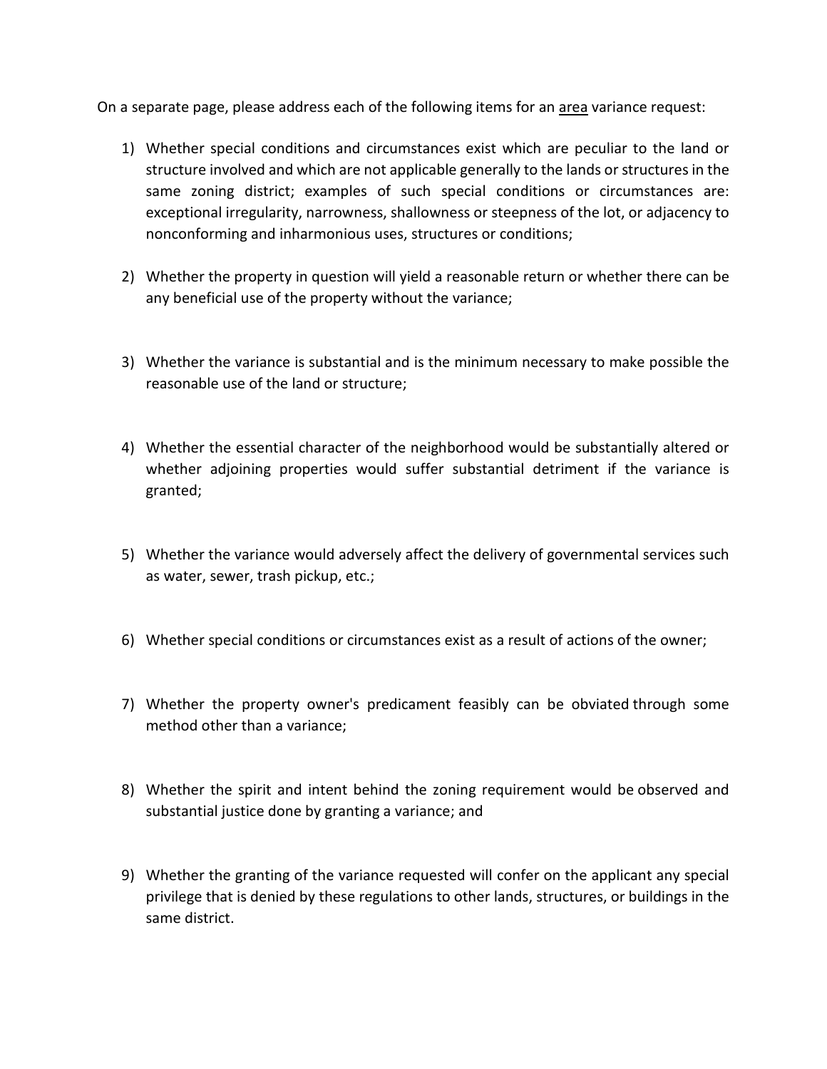On a separate page, please address each of the following items for an <u>area</u> variance request:

1) Whether special conditions and circumstances exist which are peculiar to the land or structure involved and which are not applicable generally to the lands or structures in the same zoning district; examples of such special conditions or circumstances are: exceptional irregularity, narrowness, shallowness or steepness of the lot, or adjacency to nonconforming and inharmonious uses, structures or conditions;

2) Whether the property in question will yield a reasonable return or whether there can be any beneficial use of the property without the variance;

3) Whether the variance is substantial and is the minimum necessary to make possible the reasonable use of the land or structure;

4) Whether the essential character of the neighborhood would be substantially altered or whether adjoining properties would suffer substantial detriment if the variance is granted;

5) Whether the variance would adversely affect the delivery of governmental services such as water, sewer, trash pickup, etc.;

6) Whether special conditions or circumstances exist as a result of actions of the owner;

7) Whether the property owner's predicament feasibly can be obviated through some method other than a variance;

8) Whether the spirit and intent behind the zoning requirement would be observed and substantial justice done by granting a variance; and

9) Whether the granting of the variance requested will confer on the applicant any special privilege that is denied by these regulations to other lands, structures, or buildings in the same district.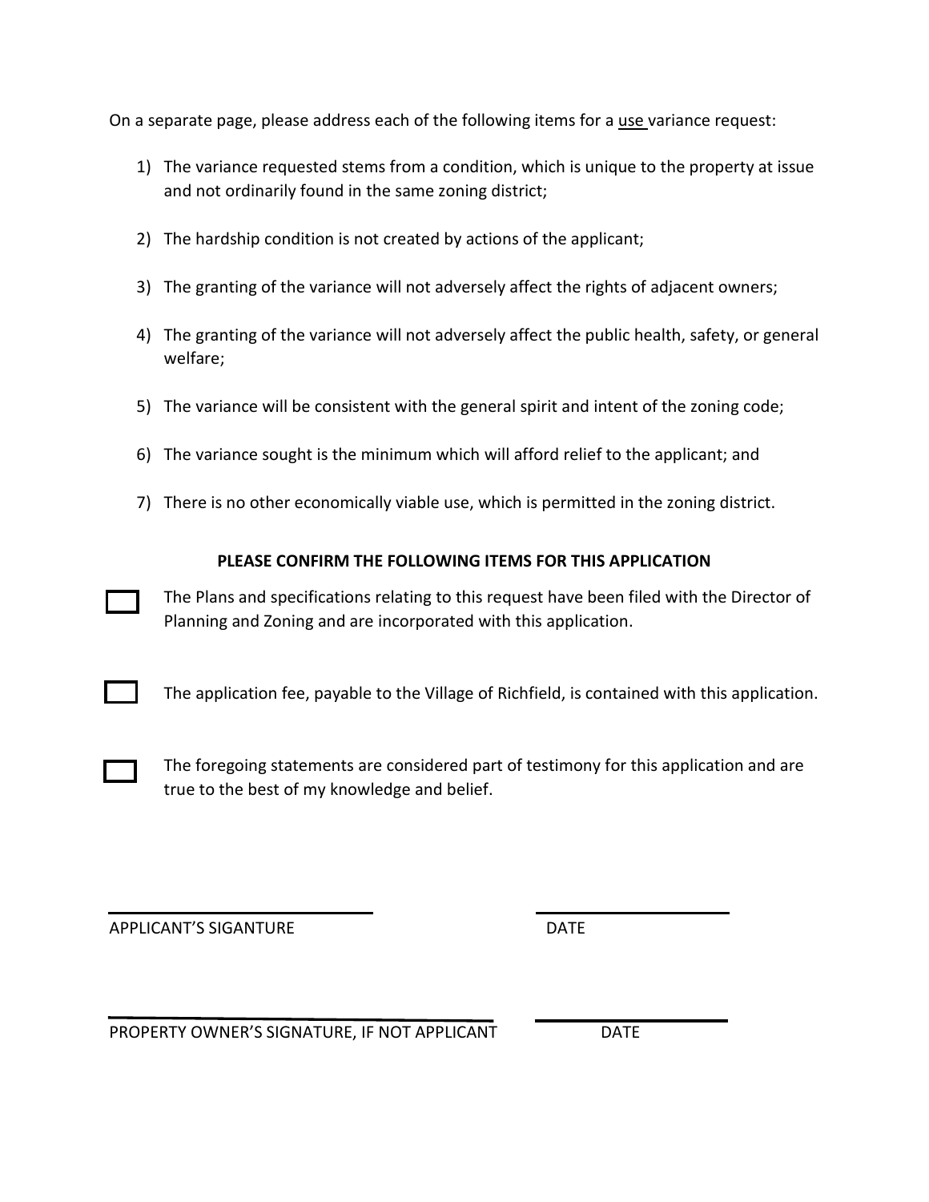On a separate page, please address each of the following items for a <u>use</u> variance request:

1) The variance requested stems from a condition, which is unique to the property at issue and not ordinarily found in the same zoning district;

2) The hardship condition is not created by actions of the applicant;

3) The granting of the variance will not adversely affect the rights of adjacent owners;

4) The granting of the variance will not adversely affect the public health, safety, or general welfare;

5) The variance will be consistent with the general spirit and intent of the zoning code;

6) The variance sought is the minimum which will afford relief to the applicant; and

7) There is no other economically viable use, which is permitted in the zoning district.

**PLEASE CONFIRM THE FOLLOWING ITEMS FOR THIS APPLICATION**

☐ The Plans and specifications relating to this request have been filed with the Director of Planning and Zoning and are incorporated with this application.

☐ The application fee, payable to the Village of Richfield, is contained with this application.

☐ The foregoing statements are considered part of testimony for this application and are true to the best of my knowledge and belief.

______________________________ &nbsp;&nbsp;&nbsp;&nbsp; ______________________

APPLICANT'S SIGANTURE &nbsp;&nbsp;&nbsp;&nbsp; DATE

______________________________ &nbsp;&nbsp;&nbsp;&nbsp; ______________________

PROPERTY OWNER'S SIGNATURE, IF NOT APPLICANT &nbsp;&nbsp;&nbsp;&nbsp; DATE